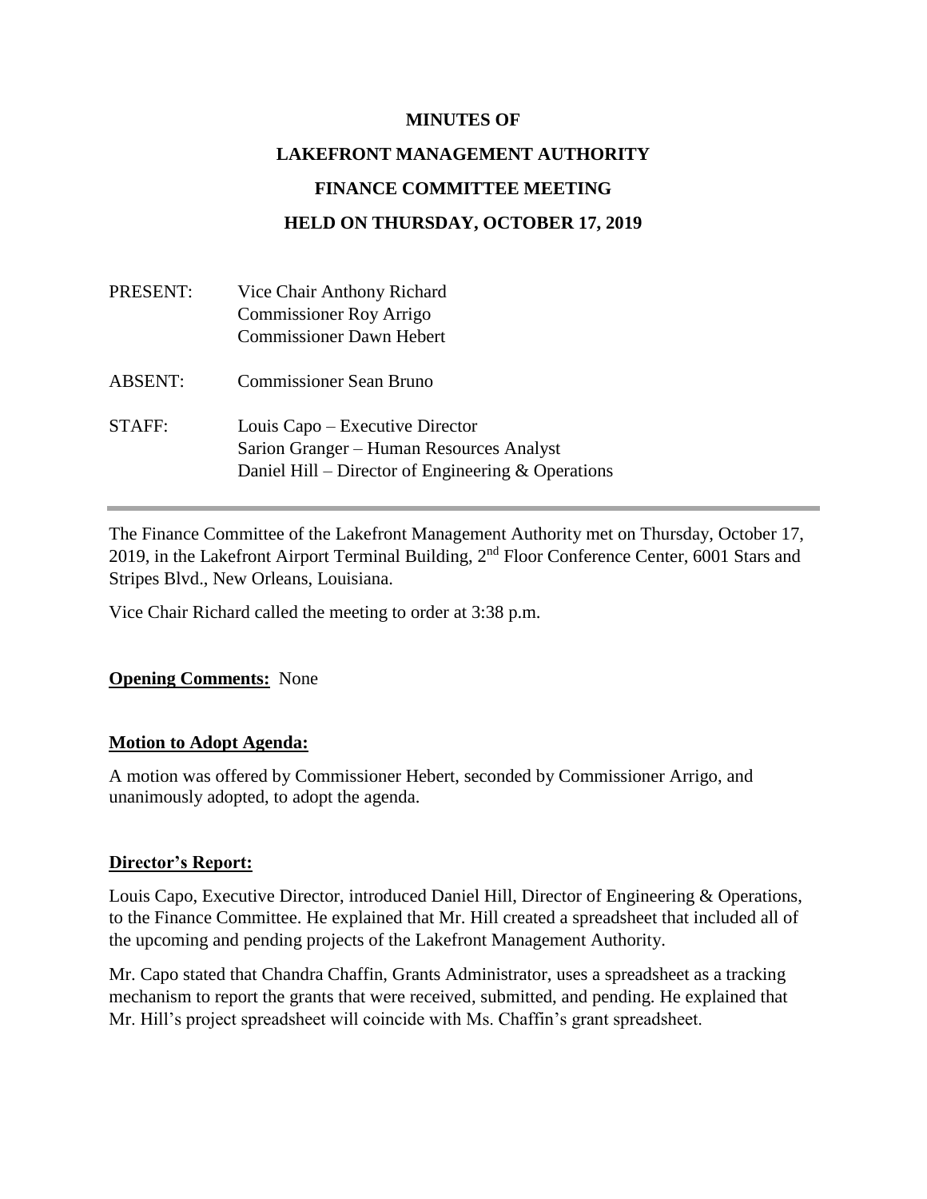**MINUTES OF**

**LAKEFRONT MANAGEMENT AUTHORITY**

**FINANCE COMMITTEE MEETING**

**HELD ON THURSDAY, OCTOBER 17, 2019**

PRESENT: Vice Chair Anthony Richard
Commissioner Roy Arrigo
Commissioner Dawn Hebert

ABSENT: Commissioner Sean Bruno

STAFF: Louis Capo – Executive Director
Sarion Granger – Human Resources Analyst
Daniel Hill – Director of Engineering & Operations

---

The Finance Committee of the Lakefront Management Authority met on Thursday, October 17, 2019, in the Lakefront Airport Terminal Building, 2nd Floor Conference Center, 6001 Stars and Stripes Blvd., New Orleans, Louisiana.

Vice Chair Richard called the meeting to order at 3:38 p.m.

**Opening Comments:** None

**Motion to Adopt Agenda:**

A motion was offered by Commissioner Hebert, seconded by Commissioner Arrigo, and unanimously adopted, to adopt the agenda.

**Director's Report:**

Louis Capo, Executive Director, introduced Daniel Hill, Director of Engineering & Operations, to the Finance Committee. He explained that Mr. Hill created a spreadsheet that included all of the upcoming and pending projects of the Lakefront Management Authority.

Mr. Capo stated that Chandra Chaffin, Grants Administrator, uses a spreadsheet as a tracking mechanism to report the grants that were received, submitted, and pending. He explained that Mr. Hill's project spreadsheet will coincide with Ms. Chaffin's grant spreadsheet.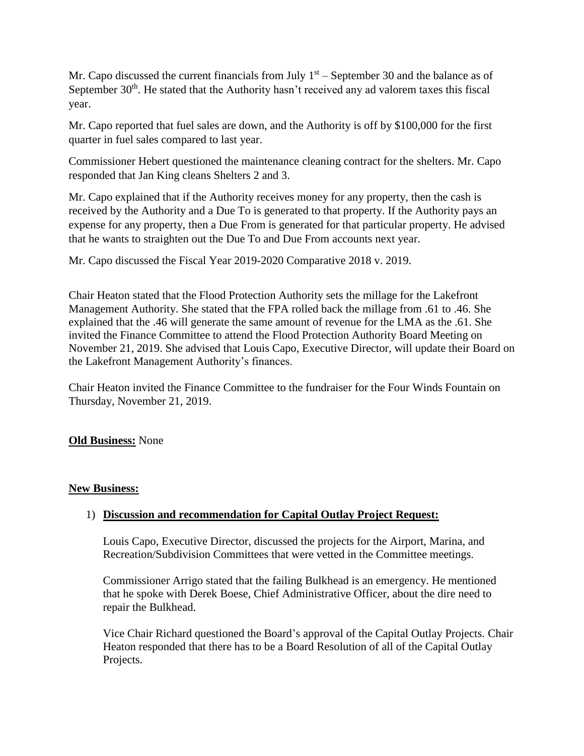Mr. Capo discussed the current financials from July 1st – September 30 and the balance as of September 30th. He stated that the Authority hasn't received any ad valorem taxes this fiscal year.

Mr. Capo reported that fuel sales are down, and the Authority is off by $100,000 for the first quarter in fuel sales compared to last year.

Commissioner Hebert questioned the maintenance cleaning contract for the shelters. Mr. Capo responded that Jan King cleans Shelters 2 and 3.

Mr. Capo explained that if the Authority receives money for any property, then the cash is received by the Authority and a Due To is generated to that property. If the Authority pays an expense for any property, then a Due From is generated for that particular property. He advised that he wants to straighten out the Due To and Due From accounts next year.

Mr. Capo discussed the Fiscal Year 2019-2020 Comparative 2018 v. 2019.

Chair Heaton stated that the Flood Protection Authority sets the millage for the Lakefront Management Authority. She stated that the FPA rolled back the millage from .61 to .46. She explained that the .46 will generate the same amount of revenue for the LMA as the .61. She invited the Finance Committee to attend the Flood Protection Authority Board Meeting on November 21, 2019. She advised that Louis Capo, Executive Director, will update their Board on the Lakefront Management Authority's finances.

Chair Heaton invited the Finance Committee to the fundraiser for the Four Winds Fountain on Thursday, November 21, 2019.

**Old Business:** None

**New Business:**

1) **Discussion and recommendation for Capital Outlay Project Request:**

   Louis Capo, Executive Director, discussed the projects for the Airport, Marina, and Recreation/Subdivision Committees that were vetted in the Committee meetings.

   Commissioner Arrigo stated that the failing Bulkhead is an emergency. He mentioned that he spoke with Derek Boese, Chief Administrative Officer, about the dire need to repair the Bulkhead.

   Vice Chair Richard questioned the Board's approval of the Capital Outlay Projects. Chair Heaton responded that there has to be a Board Resolution of all of the Capital Outlay Projects.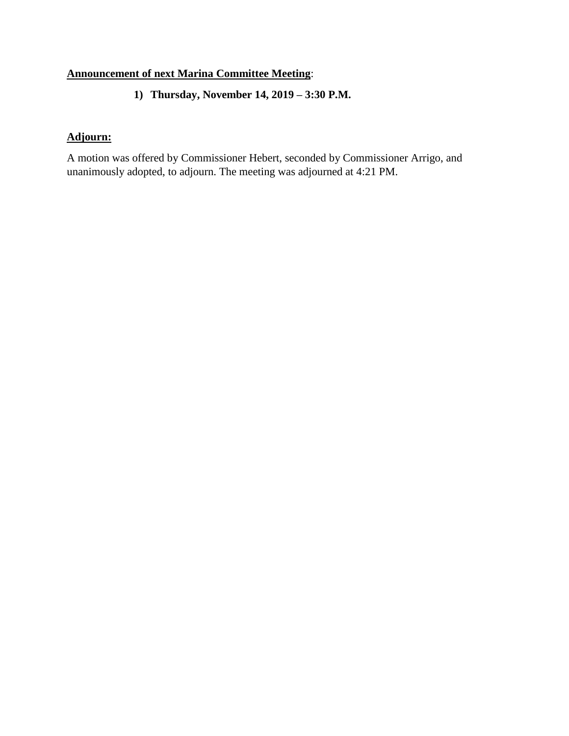**Announcement of next Marina Committee Meeting**:

1) **Thursday, November 14, 2019 – 3:30 P.M.**

**Adjourn:**

A motion was offered by Commissioner Hebert, seconded by Commissioner Arrigo, and unanimously adopted, to adjourn. The meeting was adjourned at 4:21 PM.